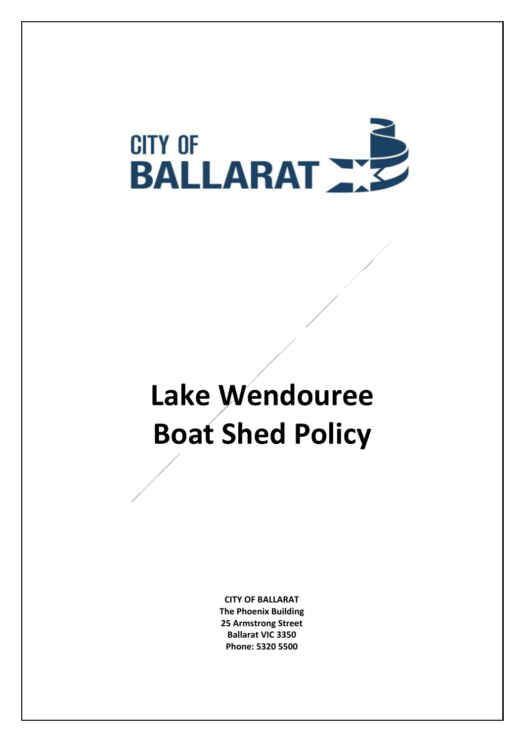CITY OF BALLARAT

# Lake Wendouree Boat Shed Policy

**CITY OF BALLARAT**
**The Phoenix Building**
**25 Armstrong Street**
**Ballarat VIC 3350**
**Phone: 5320 5500**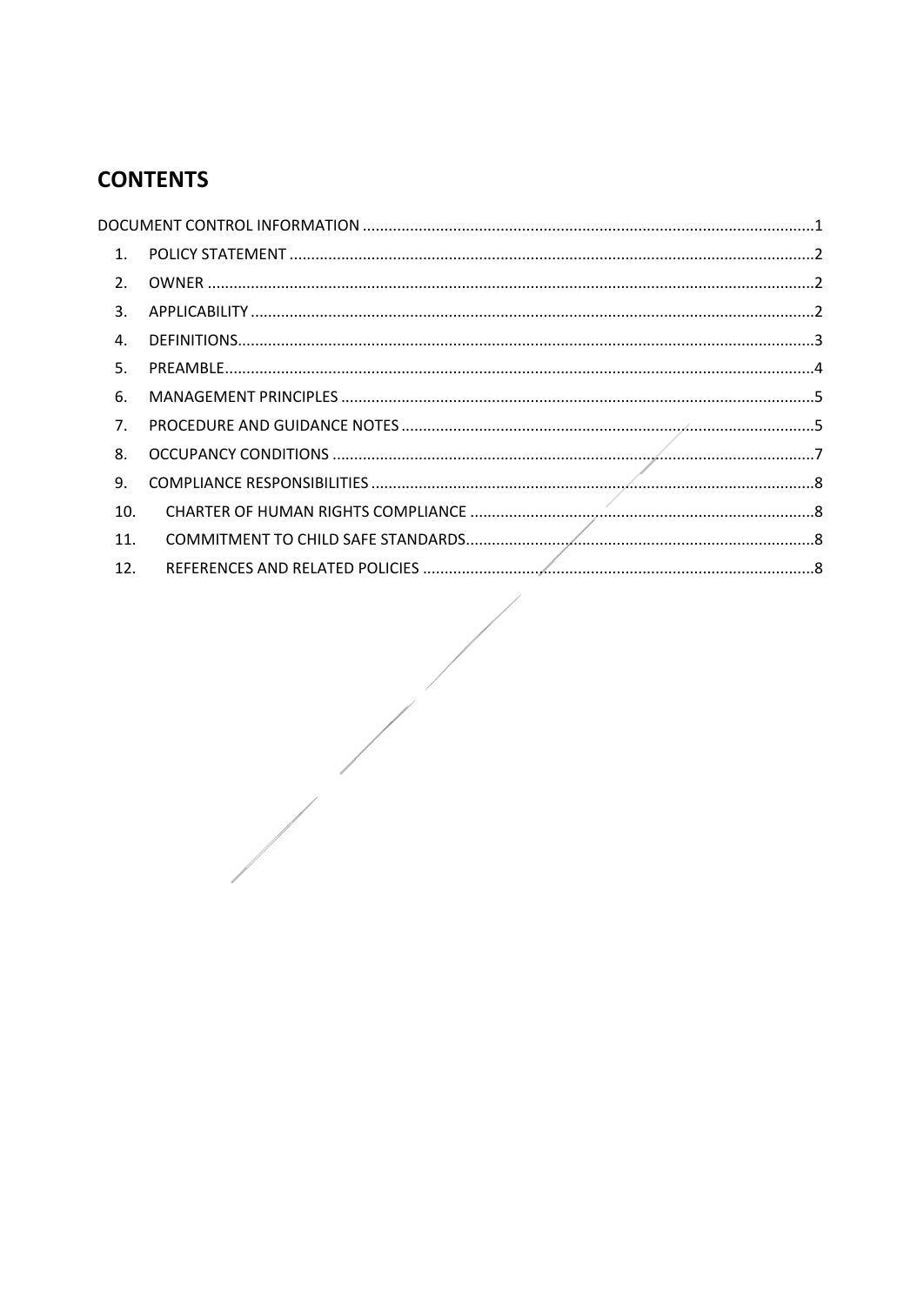# CONTENTS

DOCUMENT CONTROL INFORMATION ........................................................................................................1

1. POLICY STATEMENT ........................................................................................................2
2. OWNER ........................................................................................................2
3. APPLICABILITY ........................................................................................................2
4. DEFINITIONS........................................................................................................3
5. PREAMBLE........................................................................................................4
6. MANAGEMENT PRINCIPLES ........................................................................................................5
7. PROCEDURE AND GUIDANCE NOTES ........................................................................................................5
8. OCCUPANCY CONDITIONS ........................................................................................................7
9. COMPLIANCE RESPONSIBILITIES ........................................................................................................8
10. CHARTER OF HUMAN RIGHTS COMPLIANCE ........................................................................................................8
11. COMMITMENT TO CHILD SAFE STANDARDS........................................................................................................8
12. REFERENCES AND RELATED POLICIES ........................................................................................................8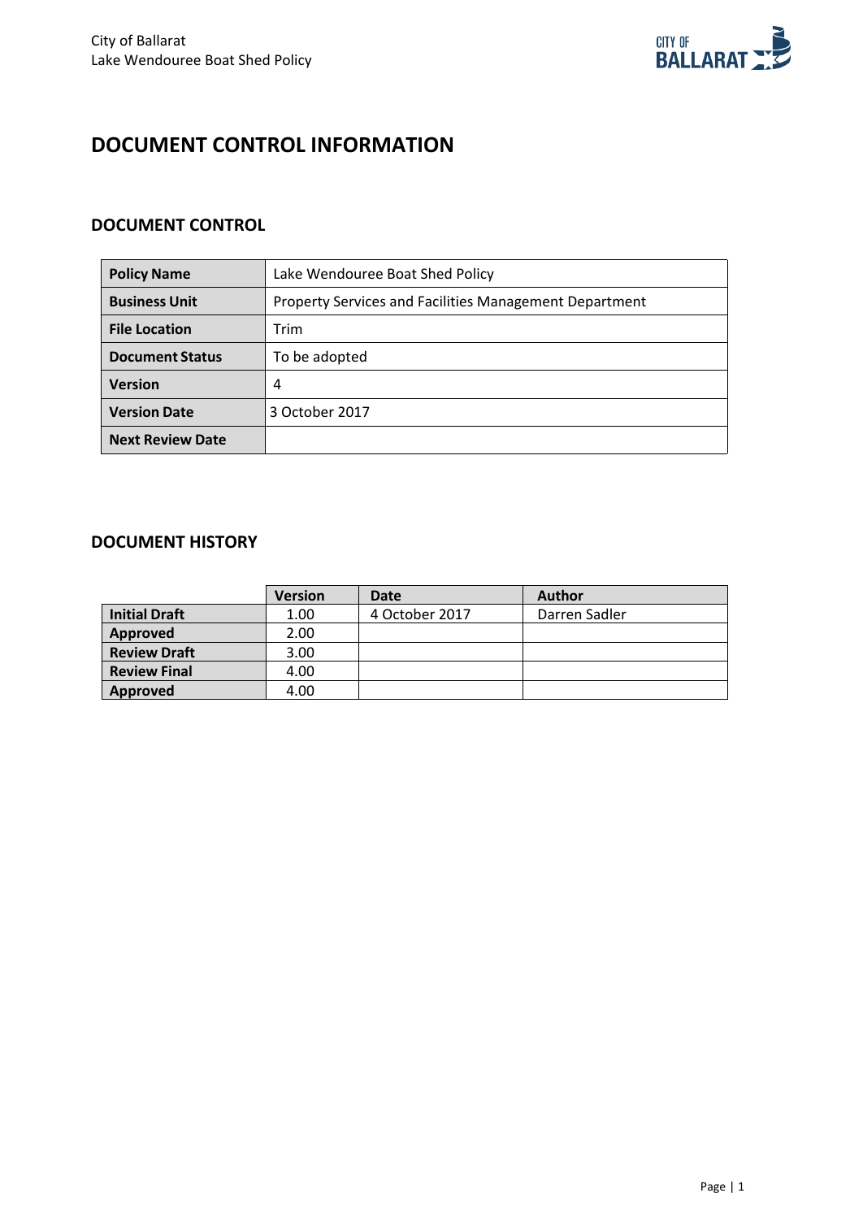# DOCUMENT CONTROL INFORMATION

## DOCUMENT CONTROL

| **Policy Name** | Lake Wendouree Boat Shed Policy |
|---|---|
| **Business Unit** | Property Services and Facilities Management Department |
| **File Location** | Trim |
| **Document Status** | To be adopted |
| **Version** | 4 |
| **Version Date** | 3 October 2017 |
| **Next Review Date** | |

## DOCUMENT HISTORY

| | Version | Date | Author |
|---|---|---|---|
| **Initial Draft** | 1.00 | 4 October 2017 | Darren Sadler |
| **Approved** | 2.00 | | |
| **Review Draft** | 3.00 | | |
| **Review Final** | 4.00 | | |
| **Approved** | 4.00 | | |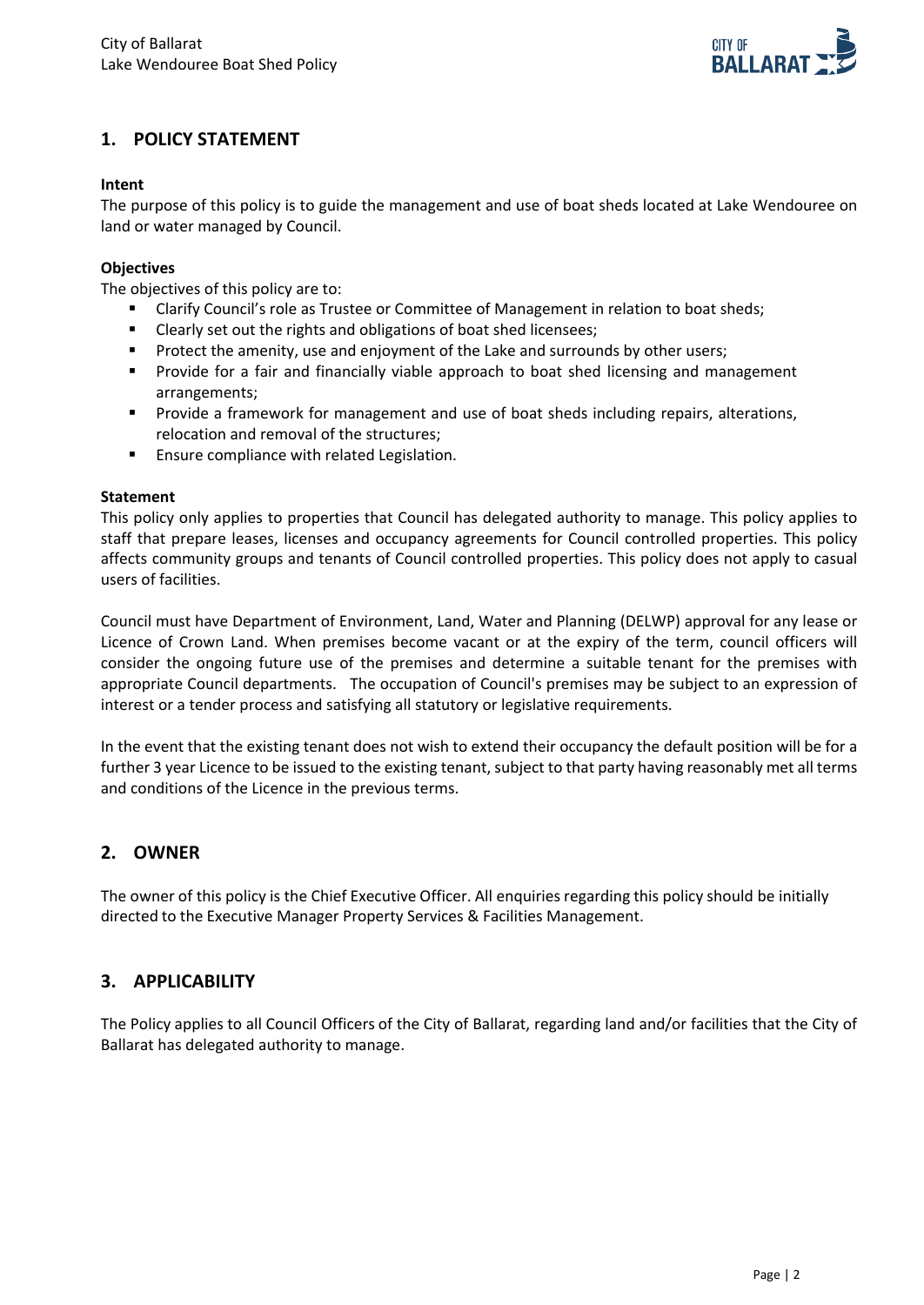## 1. POLICY STATEMENT

**Intent**

The purpose of this policy is to guide the management and use of boat sheds located at Lake Wendouree on land or water managed by Council.

**Objectives**

The objectives of this policy are to:

- Clarify Council's role as Trustee or Committee of Management in relation to boat sheds;
- Clearly set out the rights and obligations of boat shed licensees;
- Protect the amenity, use and enjoyment of the Lake and surrounds by other users;
- Provide for a fair and financially viable approach to boat shed licensing and management arrangements;
- Provide a framework for management and use of boat sheds including repairs, alterations, relocation and removal of the structures;
- Ensure compliance with related Legislation.

**Statement**

This policy only applies to properties that Council has delegated authority to manage. This policy applies to staff that prepare leases, licenses and occupancy agreements for Council controlled properties. This policy affects community groups and tenants of Council controlled properties. This policy does not apply to casual users of facilities.

Council must have Department of Environment, Land, Water and Planning (DELWP) approval for any lease or Licence of Crown Land. When premises become vacant or at the expiry of the term, council officers will consider the ongoing future use of the premises and determine a suitable tenant for the premises with appropriate Council departments. The occupation of Council's premises may be subject to an expression of interest or a tender process and satisfying all statutory or legislative requirements.

In the event that the existing tenant does not wish to extend their occupancy the default position will be for a further 3 year Licence to be issued to the existing tenant, subject to that party having reasonably met all terms and conditions of the Licence in the previous terms.

## 2. OWNER

The owner of this policy is the Chief Executive Officer. All enquiries regarding this policy should be initially directed to the Executive Manager Property Services & Facilities Management.

## 3. APPLICABILITY

The Policy applies to all Council Officers of the City of Ballarat, regarding land and/or facilities that the City of Ballarat has delegated authority to manage.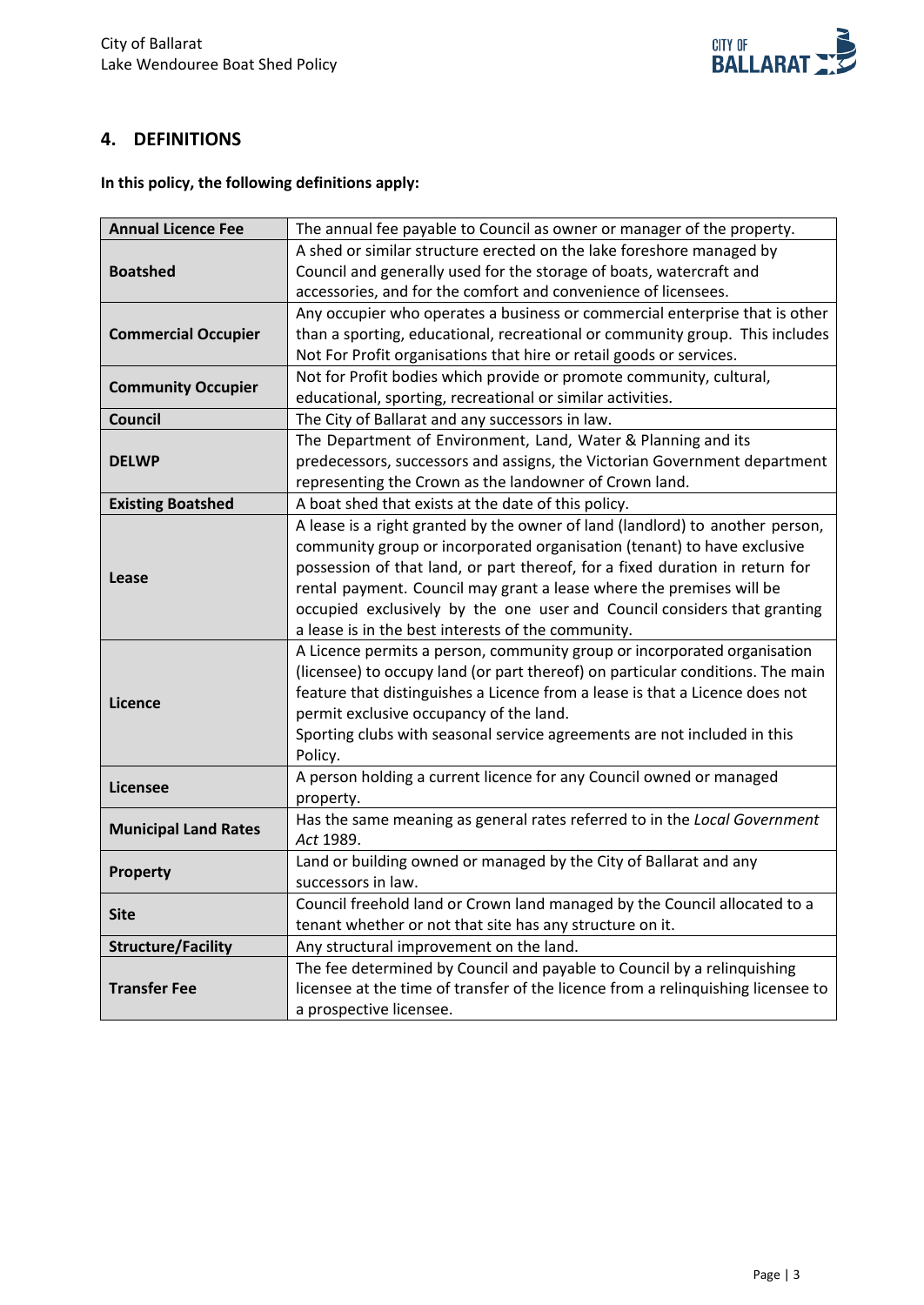## 4. DEFINITIONS

**In this policy, the following definitions apply:**

| Term | Definition |
|---|---|
| **Annual Licence Fee** | The annual fee payable to Council as owner or manager of the property. |
| **Boatshed** | A shed or similar structure erected on the lake foreshore managed by Council and generally used for the storage of boats, watercraft and accessories, and for the comfort and convenience of licensees. |
| **Commercial Occupier** | Any occupier who operates a business or commercial enterprise that is other than a sporting, educational, recreational or community group. This includes Not For Profit organisations that hire or retail goods or services. |
| **Community Occupier** | Not for Profit bodies which provide or promote community, cultural, educational, sporting, recreational or similar activities. |
| **Council** | The City of Ballarat and any successors in law. |
| **DELWP** | The Department of Environment, Land, Water & Planning and its predecessors, successors and assigns, the Victorian Government department representing the Crown as the landowner of Crown land. |
| **Existing Boatshed** | A boat shed that exists at the date of this policy. |
| **Lease** | A lease is a right granted by the owner of land (landlord) to another person, community group or incorporated organisation (tenant) to have exclusive possession of that land, or part thereof, for a fixed duration in return for rental payment. Council may grant a lease where the premises will be occupied exclusively by the one user and Council considers that granting a lease is in the best interests of the community. |
| **Licence** | A Licence permits a person, community group or incorporated organisation (licensee) to occupy land (or part thereof) on particular conditions. The main feature that distinguishes a Licence from a lease is that a Licence does not permit exclusive occupancy of the land.<br>Sporting clubs with seasonal service agreements are not included in this Policy. |
| **Licensee** | A person holding a current licence for any Council owned or managed property. |
| **Municipal Land Rates** | Has the same meaning as general rates referred to in the *Local Government Act* 1989. |
| **Property** | Land or building owned or managed by the City of Ballarat and any successors in law. |
| **Site** | Council freehold land or Crown land managed by the Council allocated to a tenant whether or not that site has any structure on it. |
| **Structure/Facility** | Any structural improvement on the land. |
| **Transfer Fee** | The fee determined by Council and payable to Council by a relinquishing licensee at the time of transfer of the licence from a relinquishing licensee to a prospective licensee. |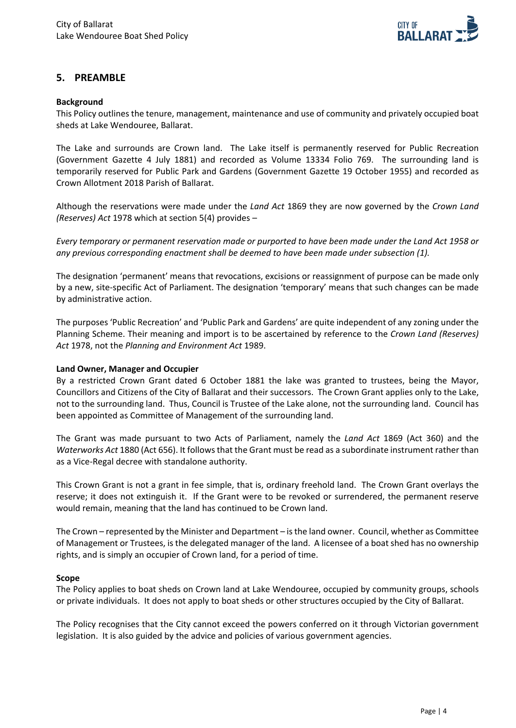## 5. PREAMBLE

**Background**

This Policy outlines the tenure, management, maintenance and use of community and privately occupied boat sheds at Lake Wendouree, Ballarat.

The Lake and surrounds are Crown land. The Lake itself is permanently reserved for Public Recreation (Government Gazette 4 July 1881) and recorded as Volume 13334 Folio 769. The surrounding land is temporarily reserved for Public Park and Gardens (Government Gazette 19 October 1955) and recorded as Crown Allotment 2018 Parish of Ballarat.

Although the reservations were made under the *Land Act* 1869 they are now governed by the *Crown Land (Reserves) Act* 1978 which at section 5(4) provides –

*Every temporary or permanent reservation made or purported to have been made under the Land Act 1958 or any previous corresponding enactment shall be deemed to have been made under subsection (1).*

The designation 'permanent' means that revocations, excisions or reassignment of purpose can be made only by a new, site-specific Act of Parliament. The designation 'temporary' means that such changes can be made by administrative action.

The purposes 'Public Recreation' and 'Public Park and Gardens' are quite independent of any zoning under the Planning Scheme. Their meaning and import is to be ascertained by reference to the *Crown Land (Reserves) Act* 1978, not the *Planning and Environment Act* 1989.

**Land Owner, Manager and Occupier**

By a restricted Crown Grant dated 6 October 1881 the lake was granted to trustees, being the Mayor, Councillors and Citizens of the City of Ballarat and their successors. The Crown Grant applies only to the Lake, not to the surrounding land. Thus, Council is Trustee of the Lake alone, not the surrounding land. Council has been appointed as Committee of Management of the surrounding land.

The Grant was made pursuant to two Acts of Parliament, namely the *Land Act* 1869 (Act 360) and the *Waterworks Act* 1880 (Act 656). It follows that the Grant must be read as a subordinate instrument rather than as a Vice-Regal decree with standalone authority.

This Crown Grant is not a grant in fee simple, that is, ordinary freehold land. The Crown Grant overlays the reserve; it does not extinguish it. If the Grant were to be revoked or surrendered, the permanent reserve would remain, meaning that the land has continued to be Crown land.

The Crown – represented by the Minister and Department – is the land owner. Council, whether as Committee of Management or Trustees, is the delegated manager of the land. A licensee of a boat shed has no ownership rights, and is simply an occupier of Crown land, for a period of time.

**Scope**

The Policy applies to boat sheds on Crown land at Lake Wendouree, occupied by community groups, schools or private individuals. It does not apply to boat sheds or other structures occupied by the City of Ballarat.

The Policy recognises that the City cannot exceed the powers conferred on it through Victorian government legislation. It is also guided by the advice and policies of various government agencies.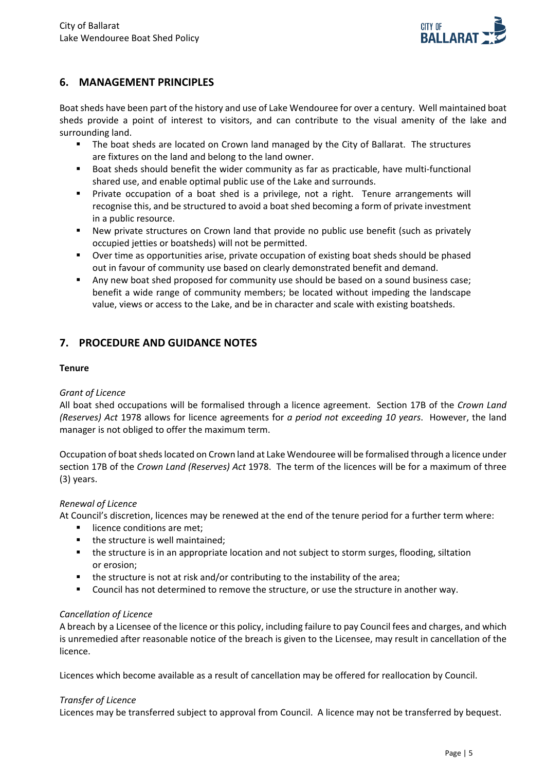## 6. MANAGEMENT PRINCIPLES

Boat sheds have been part of the history and use of Lake Wendouree for over a century. Well maintained boat sheds provide a point of interest to visitors, and can contribute to the visual amenity of the lake and surrounding land.

- The boat sheds are located on Crown land managed by the City of Ballarat. The structures are fixtures on the land and belong to the land owner.
- Boat sheds should benefit the wider community as far as practicable, have multi-functional shared use, and enable optimal public use of the Lake and surrounds.
- Private occupation of a boat shed is a privilege, not a right. Tenure arrangements will recognise this, and be structured to avoid a boat shed becoming a form of private investment in a public resource.
- New private structures on Crown land that provide no public use benefit (such as privately occupied jetties or boatsheds) will not be permitted.
- Over time as opportunities arise, private occupation of existing boat sheds should be phased out in favour of community use based on clearly demonstrated benefit and demand.
- Any new boat shed proposed for community use should be based on a sound business case; benefit a wide range of community members; be located without impeding the landscape value, views or access to the Lake, and be in character and scale with existing boatsheds.

## 7. PROCEDURE AND GUIDANCE NOTES

**Tenure**

*Grant of Licence*

All boat shed occupations will be formalised through a licence agreement. Section 17B of the *Crown Land (Reserves) Act* 1978 allows for licence agreements for *a period not exceeding 10 years*. However, the land manager is not obliged to offer the maximum term.

Occupation of boat sheds located on Crown land at Lake Wendouree will be formalised through a licence under section 17B of the *Crown Land (Reserves) Act* 1978. The term of the licences will be for a maximum of three (3) years.

*Renewal of Licence*

At Council's discretion, licences may be renewed at the end of the tenure period for a further term where:

- licence conditions are met;
- the structure is well maintained;
- the structure is in an appropriate location and not subject to storm surges, flooding, siltation or erosion;
- the structure is not at risk and/or contributing to the instability of the area;
- Council has not determined to remove the structure, or use the structure in another way.

*Cancellation of Licence*

A breach by a Licensee of the licence or this policy, including failure to pay Council fees and charges, and which is unremedied after reasonable notice of the breach is given to the Licensee, may result in cancellation of the licence.

Licences which become available as a result of cancellation may be offered for reallocation by Council.

*Transfer of Licence*

Licences may be transferred subject to approval from Council. A licence may not be transferred by bequest.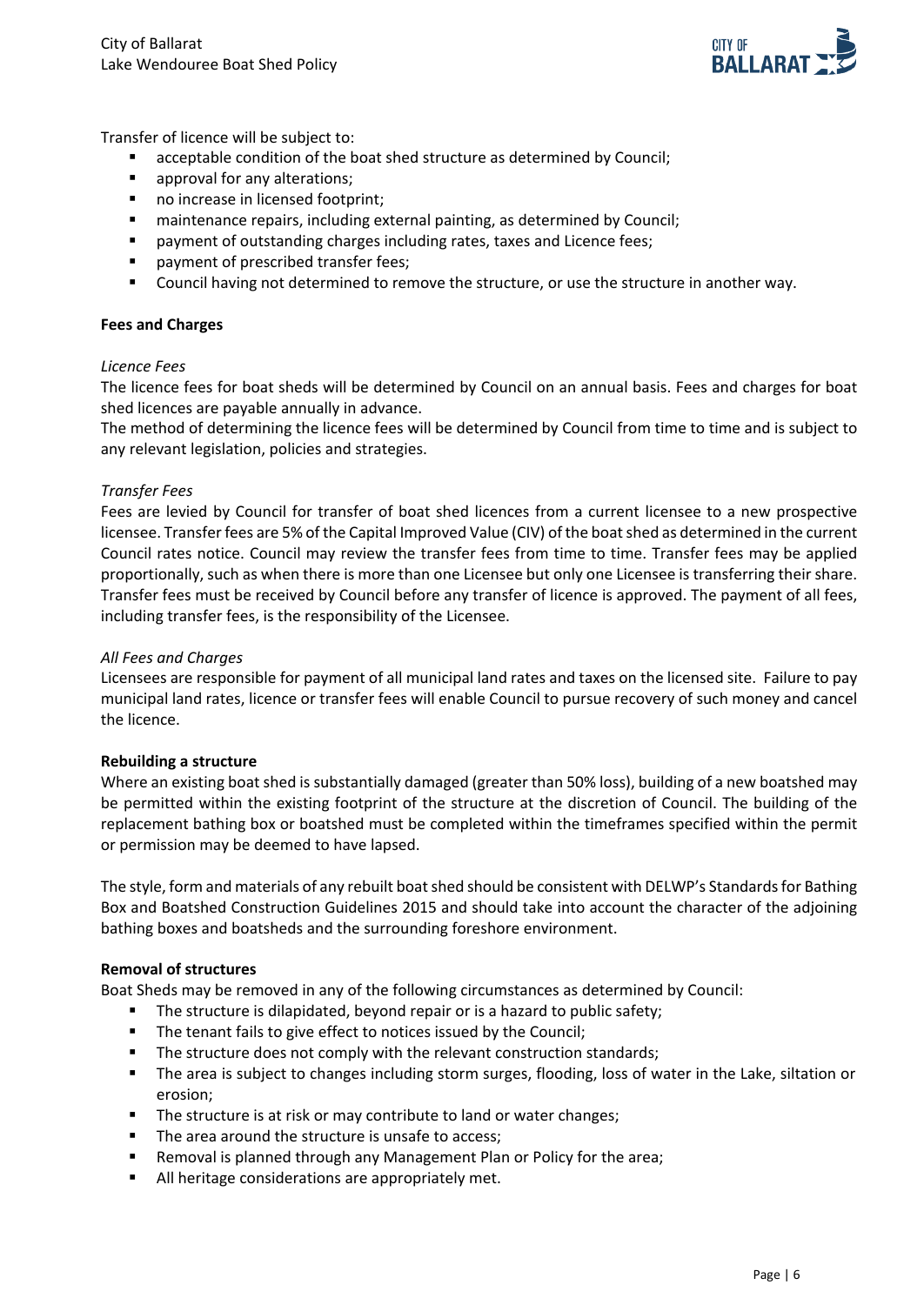Transfer of licence will be subject to:

- acceptable condition of the boat shed structure as determined by Council;
- approval for any alterations;
- no increase in licensed footprint;
- maintenance repairs, including external painting, as determined by Council;
- payment of outstanding charges including rates, taxes and Licence fees;
- payment of prescribed transfer fees;
- Council having not determined to remove the structure, or use the structure in another way.

**Fees and Charges**

*Licence Fees*

The licence fees for boat sheds will be determined by Council on an annual basis. Fees and charges for boat shed licences are payable annually in advance.

The method of determining the licence fees will be determined by Council from time to time and is subject to any relevant legislation, policies and strategies.

*Transfer Fees*

Fees are levied by Council for transfer of boat shed licences from a current licensee to a new prospective licensee. Transfer fees are 5% of the Capital Improved Value (CIV) of the boat shed as determined in the current Council rates notice. Council may review the transfer fees from time to time. Transfer fees may be applied proportionally, such as when there is more than one Licensee but only one Licensee is transferring their share. Transfer fees must be received by Council before any transfer of licence is approved. The payment of all fees, including transfer fees, is the responsibility of the Licensee.

*All Fees and Charges*

Licensees are responsible for payment of all municipal land rates and taxes on the licensed site. Failure to pay municipal land rates, licence or transfer fees will enable Council to pursue recovery of such money and cancel the licence.

**Rebuilding a structure**

Where an existing boat shed is substantially damaged (greater than 50% loss), building of a new boatshed may be permitted within the existing footprint of the structure at the discretion of Council. The building of the replacement bathing box or boatshed must be completed within the timeframes specified within the permit or permission may be deemed to have lapsed.

The style, form and materials of any rebuilt boat shed should be consistent with DELWP's Standards for Bathing Box and Boatshed Construction Guidelines 2015 and should take into account the character of the adjoining bathing boxes and boatsheds and the surrounding foreshore environment.

**Removal of structures**

Boat Sheds may be removed in any of the following circumstances as determined by Council:

- The structure is dilapidated, beyond repair or is a hazard to public safety;
- The tenant fails to give effect to notices issued by the Council;
- The structure does not comply with the relevant construction standards;
- The area is subject to changes including storm surges, flooding, loss of water in the Lake, siltation or erosion;
- The structure is at risk or may contribute to land or water changes;
- The area around the structure is unsafe to access;
- Removal is planned through any Management Plan or Policy for the area;
- All heritage considerations are appropriately met.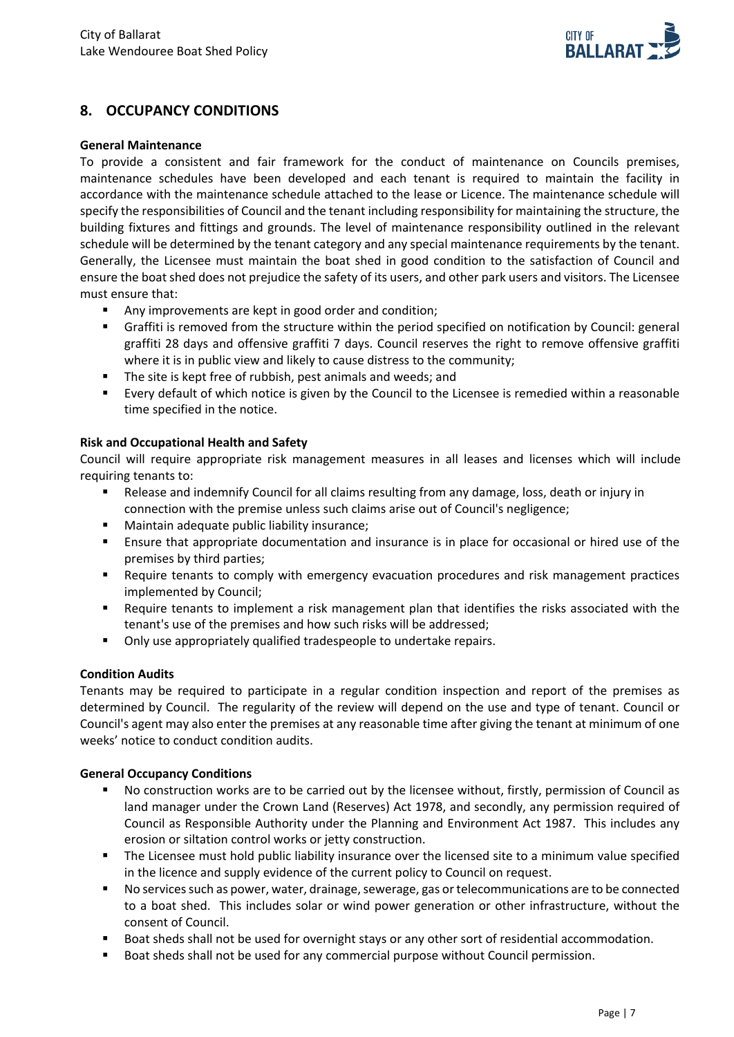## 8. OCCUPANCY CONDITIONS

**General Maintenance**

To provide a consistent and fair framework for the conduct of maintenance on Councils premises, maintenance schedules have been developed and each tenant is required to maintain the facility in accordance with the maintenance schedule attached to the lease or Licence. The maintenance schedule will specify the responsibilities of Council and the tenant including responsibility for maintaining the structure, the building fixtures and fittings and grounds. The level of maintenance responsibility outlined in the relevant schedule will be determined by the tenant category and any special maintenance requirements by the tenant. Generally, the Licensee must maintain the boat shed in good condition to the satisfaction of Council and ensure the boat shed does not prejudice the safety of its users, and other park users and visitors. The Licensee must ensure that:

- Any improvements are kept in good order and condition;
- Graffiti is removed from the structure within the period specified on notification by Council: general graffiti 28 days and offensive graffiti 7 days. Council reserves the right to remove offensive graffiti where it is in public view and likely to cause distress to the community;
- The site is kept free of rubbish, pest animals and weeds; and
- Every default of which notice is given by the Council to the Licensee is remedied within a reasonable time specified in the notice.

**Risk and Occupational Health and Safety**

Council will require appropriate risk management measures in all leases and licenses which will include requiring tenants to:

- Release and indemnify Council for all claims resulting from any damage, loss, death or injury in connection with the premise unless such claims arise out of Council's negligence;
- Maintain adequate public liability insurance;
- Ensure that appropriate documentation and insurance is in place for occasional or hired use of the premises by third parties;
- Require tenants to comply with emergency evacuation procedures and risk management practices implemented by Council;
- Require tenants to implement a risk management plan that identifies the risks associated with the tenant's use of the premises and how such risks will be addressed;
- Only use appropriately qualified tradespeople to undertake repairs.

**Condition Audits**

Tenants may be required to participate in a regular condition inspection and report of the premises as determined by Council. The regularity of the review will depend on the use and type of tenant. Council or Council's agent may also enter the premises at any reasonable time after giving the tenant at minimum of one weeks' notice to conduct condition audits.

**General Occupancy Conditions**

- No construction works are to be carried out by the licensee without, firstly, permission of Council as land manager under the Crown Land (Reserves) Act 1978, and secondly, any permission required of Council as Responsible Authority under the Planning and Environment Act 1987. This includes any erosion or siltation control works or jetty construction.
- The Licensee must hold public liability insurance over the licensed site to a minimum value specified in the licence and supply evidence of the current policy to Council on request.
- No services such as power, water, drainage, sewerage, gas or telecommunications are to be connected to a boat shed. This includes solar or wind power generation or other infrastructure, without the consent of Council.
- Boat sheds shall not be used for overnight stays or any other sort of residential accommodation.
- Boat sheds shall not be used for any commercial purpose without Council permission.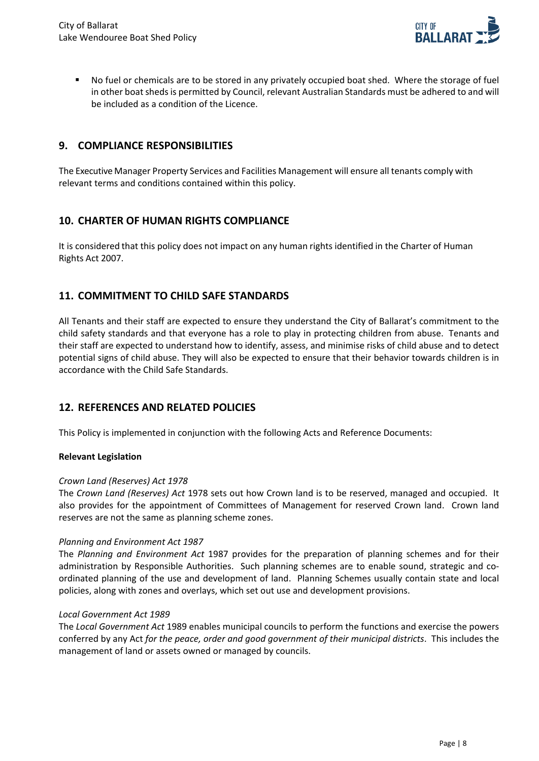- No fuel or chemicals are to be stored in any privately occupied boat shed. Where the storage of fuel in other boat sheds is permitted by Council, relevant Australian Standards must be adhered to and will be included as a condition of the Licence.

## 9. COMPLIANCE RESPONSIBILITIES

The Executive Manager Property Services and Facilities Management will ensure all tenants comply with relevant terms and conditions contained within this policy.

## 10. CHARTER OF HUMAN RIGHTS COMPLIANCE

It is considered that this policy does not impact on any human rights identified in the Charter of Human Rights Act 2007.

## 11. COMMITMENT TO CHILD SAFE STANDARDS

All Tenants and their staff are expected to ensure they understand the City of Ballarat's commitment to the child safety standards and that everyone has a role to play in protecting children from abuse. Tenants and their staff are expected to understand how to identify, assess, and minimise risks of child abuse and to detect potential signs of child abuse. They will also be expected to ensure that their behavior towards children is in accordance with the Child Safe Standards.

## 12. REFERENCES AND RELATED POLICIES

This Policy is implemented in conjunction with the following Acts and Reference Documents:

**Relevant Legislation**

*Crown Land (Reserves) Act 1978*

The *Crown Land (Reserves) Act* 1978 sets out how Crown land is to be reserved, managed and occupied. It also provides for the appointment of Committees of Management for reserved Crown land. Crown land reserves are not the same as planning scheme zones.

*Planning and Environment Act 1987*

The *Planning and Environment Act* 1987 provides for the preparation of planning schemes and for their administration by Responsible Authorities. Such planning schemes are to enable sound, strategic and co-ordinated planning of the use and development of land. Planning Schemes usually contain state and local policies, along with zones and overlays, which set out use and development provisions.

*Local Government Act 1989*

The *Local Government Act* 1989 enables municipal councils to perform the functions and exercise the powers conferred by any Act *for the peace, order and good government of their municipal districts*. This includes the management of land or assets owned or managed by councils.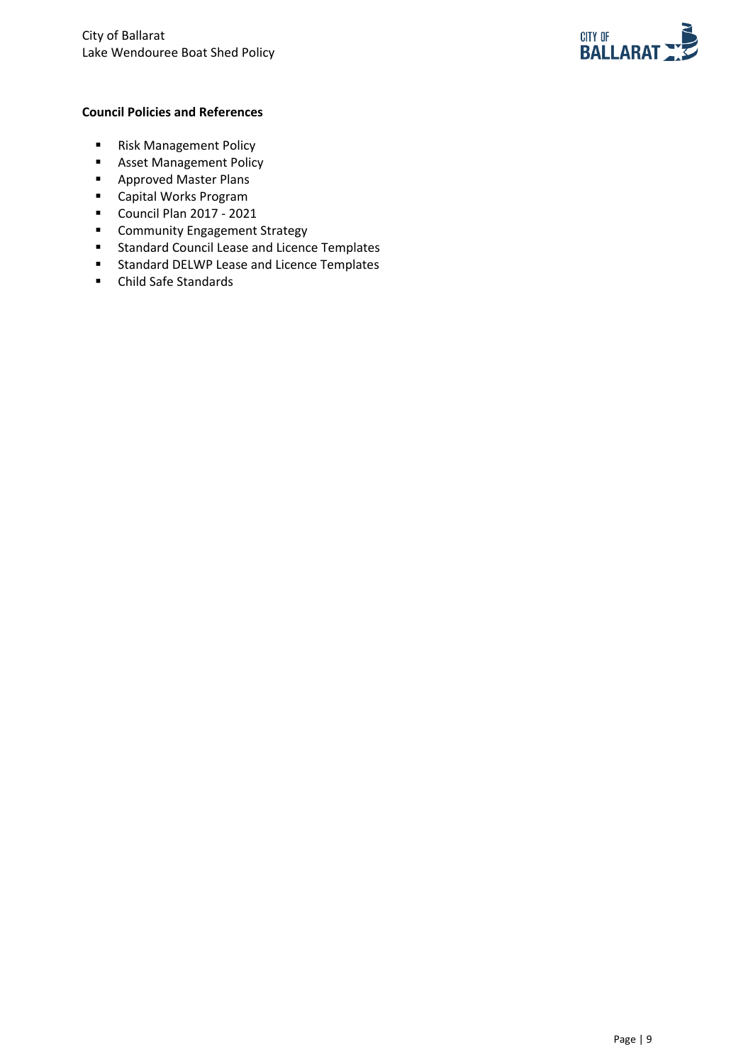**Council Policies and References**

- Risk Management Policy
- Asset Management Policy
- Approved Master Plans
- Capital Works Program
- Council Plan 2017 - 2021
- Community Engagement Strategy
- Standard Council Lease and Licence Templates
- Standard DELWP Lease and Licence Templates
- Child Safe Standards